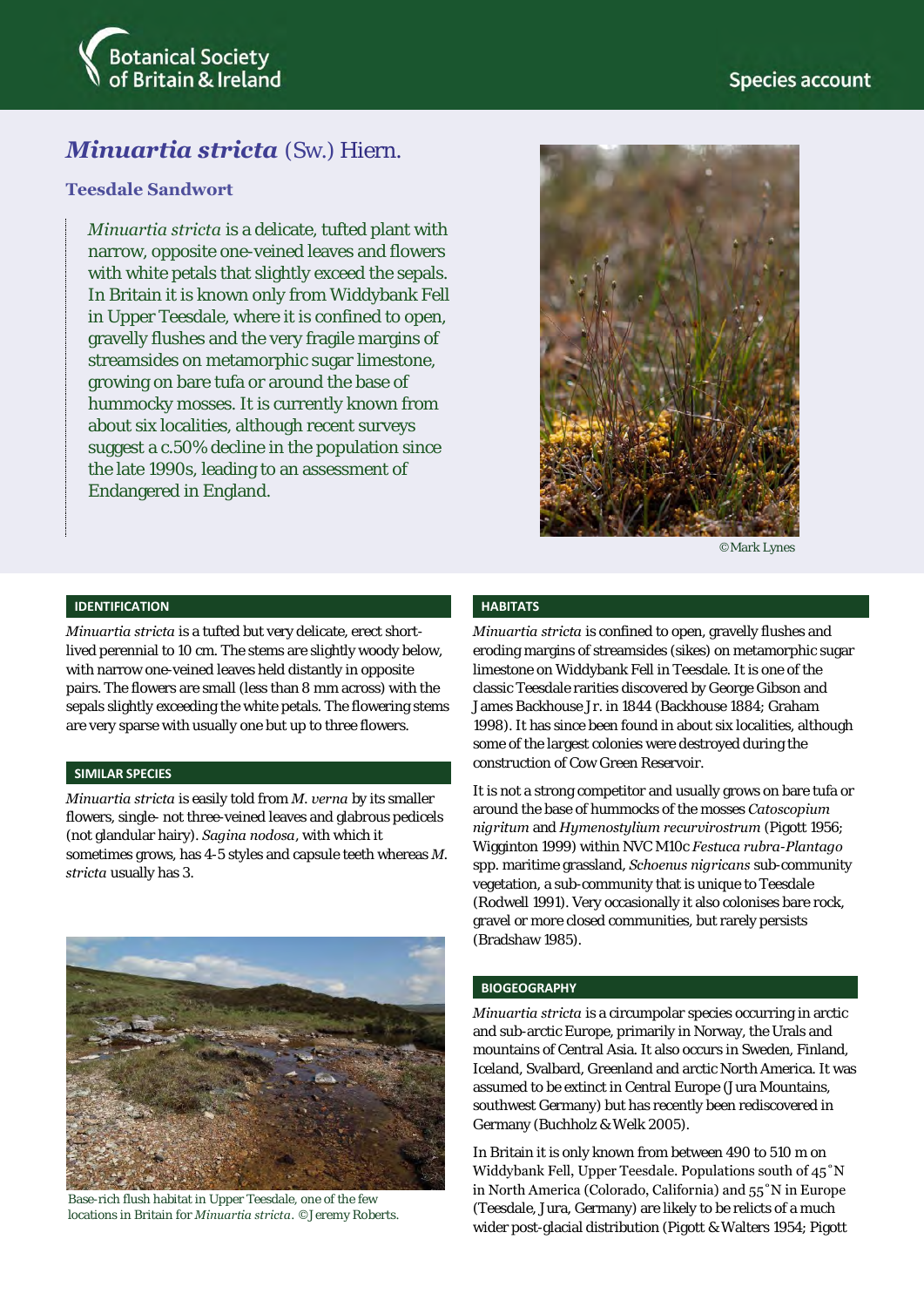Botanical Society of Britain & Ireland

Species account

# *Minuartia stricta* (Sw.) Hiern.

## Teesdale Sandwort

*Minuartia stricta* is a delicate, tufted plant with narrow, opposite one-veined leaves and flowers with white petals that slightly exceed the sepals. In Britain it is known only from Widdybank Fell in Upper Teesdale, where it is confined to open, gravelly flushes and the very fragile margins of streamsides on metamorphic sugar limestone, growing on bare tufa or around the base of hummocky mosses. It is currently known from about six localities, although recent surveys suggest a c.50% decline in the population since the late 1990s, leading to an assessment of Endangered in England.

©Mark Lynes

### IDENTIFICATION

*Minuartia stricta* is a tufted but very delicate, erect short-lived perennial to 10 cm. The stems are slightly woody below, with narrow one-veined leaves held distantly in opposite pairs. The flowers are small (less than 8 mm across) with the sepals slightly exceeding the white petals. The flowering stems are very sparse with usually one but up to three flowers.

### SIMILAR SPECIES

*Minuartia stricta* is easily told from *M. verna* by its smaller flowers, single- not three-veined leaves and glabrous pedicels (not glandular hairy). *Sagina nodosa*, with which it sometimes grows, has 4-5 styles and capsule teeth whereas *M. stricta* usually has 3.

Base-rich flush habitat in Upper Teesdale, one of the few locations in Britain for *Minuartia stricta*. ©Jeremy Roberts.

### HABITATS

*Minuartia stricta* is confined to open, gravelly flushes and eroding margins of streamsides (sikes) on metamorphic sugar limestone on Widdybank Fell in Teesdale. It is one of the classic Teesdale rarities discovered by George Gibson and James Backhouse Jr. in 1844 (Backhouse 1884; Graham 1998). It has since been found in about six localities, although some of the largest colonies were destroyed during the construction of Cow Green Reservoir.

It is not a strong competitor and usually grows on bare tufa or around the base of hummocks of the mosses *Catoscopium nigritum* and *Hymenostylium recurvirostrum* (Pigott 1956; Wigginton 1999) within NVC M10c *Festuca rubra-Plantago* spp. maritime grassland, *Schoenus nigricans* sub-community vegetation, a sub-community that is unique to Teesdale (Rodwell 1991). Very occasionally it also colonises bare rock, gravel or more closed communities, but rarely persists (Bradshaw 1985).

### BIOGEOGRAPHY

*Minuartia stricta* is a circumpolar species occurring in arctic and sub-arctic Europe, primarily in Norway, the Urals and mountains of Central Asia. It also occurs in Sweden, Finland, Iceland, Svalbard, Greenland and arctic North America. It was assumed to be extinct in Central Europe (Jura Mountains, southwest Germany) but has recently been rediscovered in Germany (Buchholz & Welk 2005).

In Britain it is only known from between 490 to 510 m on Widdybank Fell, Upper Teesdale. Populations south of 45˚N in North America (Colorado, California) and 55˚N in Europe (Teesdale, Jura, Germany) are likely to be relicts of a much wider post-glacial distribution (Pigott & Walters 1954; Pigott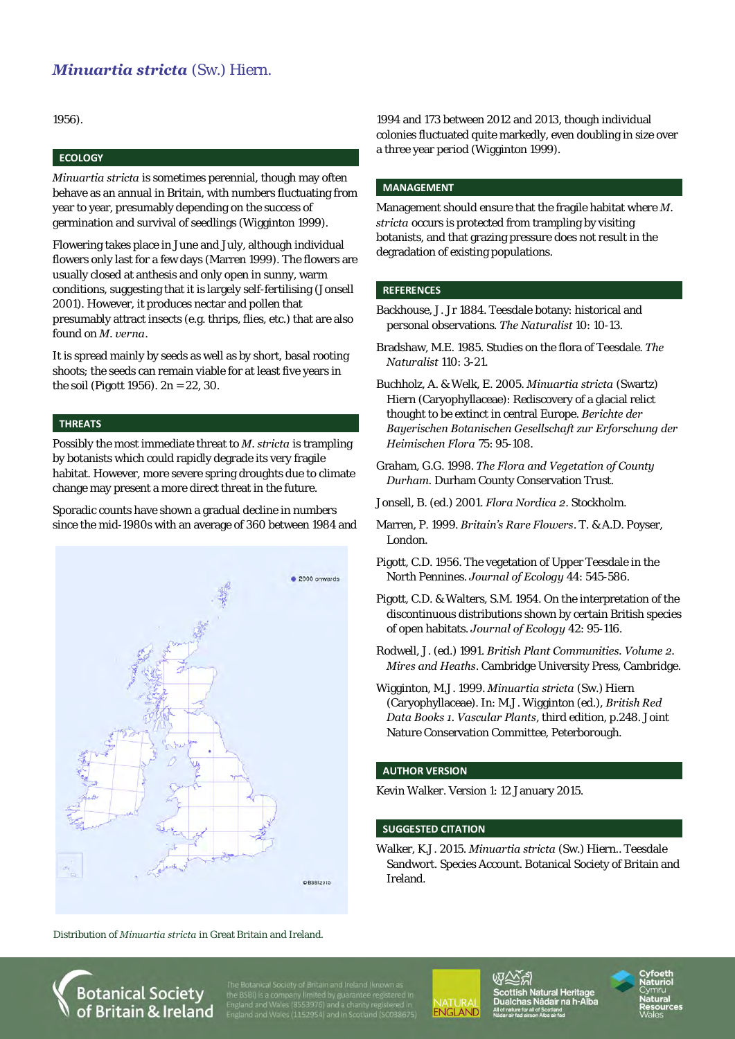1956).

## ECOLOGY

*Minuartia stricta* is sometimes perennial, though may often behave as an annual in Britain, with numbers fluctuating from year to year, presumably depending on the success of germination and survival of seedlings (Wigginton 1999).

Flowering takes place in June and July, although individual flowers only last for a few days (Marren 1999). The flowers are usually closed at anthesis and only open in sunny, warm conditions, suggesting that it is largely self-fertilising (Jonsell 2001). However, it produces nectar and pollen that presumably attract insects (e.g. thrips, flies, etc.) that are also found on *M. verna*.

It is spread mainly by seeds as well as by short, basal rooting shoots; the seeds can remain viable for at least five years in the soil (Pigott 1956). 2n = 22, 30.

## THREATS

Possibly the most immediate threat to *M. stricta* is trampling by botanists which could rapidly degrade its very fragile habitat. However, more severe spring droughts due to climate change may present a more direct threat in the future.

Sporadic counts have shown a gradual decline in numbers since the mid-1980s with an average of 360 between 1984 and 1994 and 173 between 2012 and 2013, though individual colonies fluctuated quite markedly, even doubling in size over a three year period (Wigginton 1999).

● 2000 onwards

©BSBI 2015

Distribution of *Minuartia stricta* in Great Britain and Ireland.

## MANAGEMENT

Management should ensure that the fragile habitat where *M. stricta* occurs is protected from trampling by visiting botanists, and that grazing pressure does not result in the degradation of existing populations.

## REFERENCES

Backhouse, J. Jr 1884. Teesdale botany: historical and personal observations. *The Naturalist* 10: 10-13.

Bradshaw, M.E. 1985. Studies on the flora of Teesdale. *The Naturalist* 110: 3-21.

Buchholz, A. & Welk, E. 2005. *Minuartia stricta* (Swartz) Hiern (Caryophyllaceae): Rediscovery of a glacial relict thought to be extinct in central Europe. *Berichte der Bayerischen Botanischen Gesellschaft zur Erforschung der Heimischen Flora* 75: 95-108.

Graham, G.G. 1998. *The Flora and Vegetation of County Durham*. Durham County Conservation Trust.

Jonsell, B. (ed.) 2001. *Flora Nordica 2*. Stockholm.

Marren, P. 1999. *Britain's Rare Flowers*. T. & A.D. Poyser, London.

Pigott, C.D. 1956. The vegetation of Upper Teesdale in the North Pennines. *Journal of Ecology* 44: 545-586.

Pigott, C.D. & Walters, S.M. 1954. On the interpretation of the discontinuous distributions shown by certain British species of open habitats. *Journal of Ecology* 42: 95-116.

Rodwell, J. (ed.) 1991. *British Plant Communities. Volume 2. Mires and Heaths*. Cambridge University Press, Cambridge.

Wigginton, M.J. 1999. *Minuartia stricta* (Sw.) Hiern (Caryophyllaceae). In: M.J. Wigginton (ed.), *British Red Data Books 1. Vascular Plants*, third edition, p.248. Joint Nature Conservation Committee, Peterborough.

## AUTHOR VERSION

Kevin Walker. Version 1: 12 January 2015.

## SUGGESTED CITATION

Walker, K.J. 2015. *Minuartia stricta* (Sw.) Hiern.. Teesdale Sandwort. Species Account. Botanical Society of Britain and Ireland.